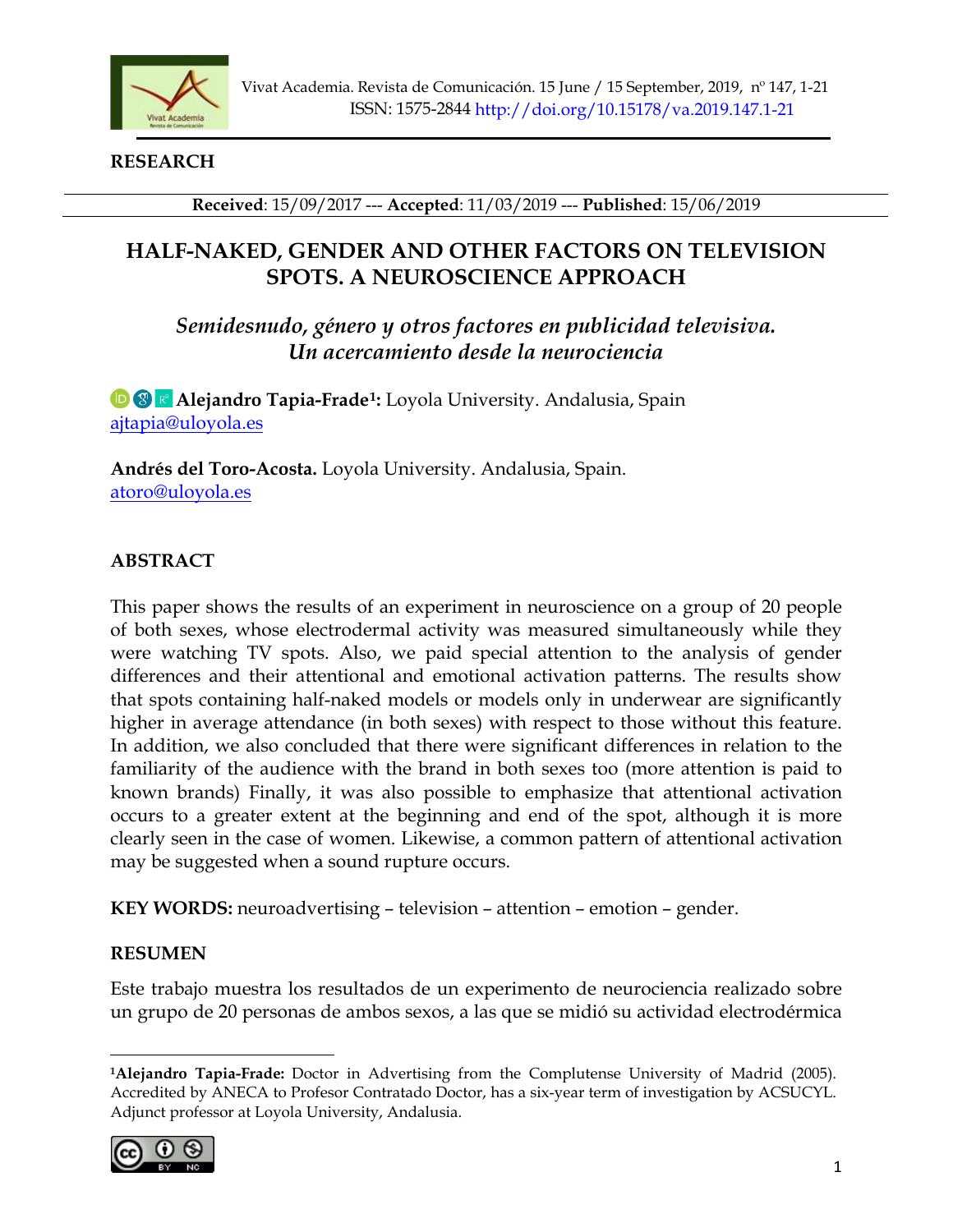**RESEARCH**

**Received**: 15/09/2017 --- **Accepted**: 11/03/2019 --- **Published**: 15/06/2019

# HALF-NAKED, GENDER AND OTHER FACTORS ON TELEVISION SPOTS. A NEUROSCIENCE APPROACH

## *Semidesnudo, género y otros factores en publicidad televisiva. Un acercamiento desde la neurociencia*

**Alejandro Tapia-Frade[1]:** Loyola University. Andalusia, Spain
ajtapia@uloyola.es

**Andrés del Toro-Acosta.** Loyola University. Andalusia, Spain.
atoro@uloyola.es

### ABSTRACT

This paper shows the results of an experiment in neuroscience on a group of 20 people of both sexes, whose electrodermal activity was measured simultaneously while they were watching TV spots. Also, we paid special attention to the analysis of gender differences and their attentional and emotional activation patterns. The results show that spots containing half-naked models or models only in underwear are significantly higher in average attendance (in both sexes) with respect to those without this feature. In addition, we also concluded that there were significant differences in relation to the familiarity of the audience with the brand in both sexes too (more attention is paid to known brands) Finally, it was also possible to emphasize that attentional activation occurs to a greater extent at the beginning and end of the spot, although it is more clearly seen in the case of women. Likewise, a common pattern of attentional activation may be suggested when a sound rupture occurs.

**KEY WORDS:** neuroadvertising – television – attention – emotion – gender.

### RESUMEN

Este trabajo muestra los resultados de un experimento de neurociencia realizado sobre un grupo de 20 personas de ambos sexos, a las que se midió su actividad electrodérmica

---

[1]**Alejandro Tapia-Frade:** Doctor in Advertising from the Complutense University of Madrid (2005). Accredited by ANECA to Profesor Contratado Doctor, has a six-year term of investigation by ACSUCYL. Adjunct professor at Loyola University, Andalusia.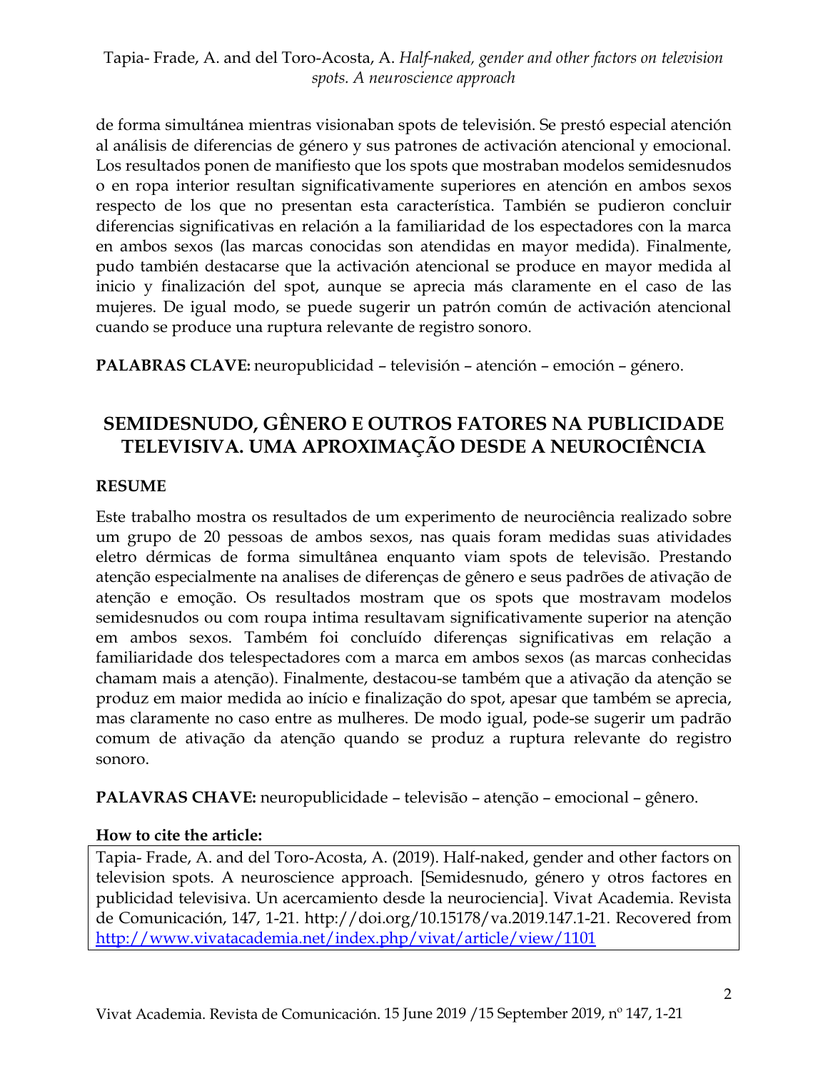de forma simultánea mientras visionaban spots de televisión. Se prestó especial atención al análisis de diferencias de género y sus patrones de activación atencional y emocional. Los resultados ponen de manifiesto que los spots que mostraban modelos semidesnudos o en ropa interior resultan significativamente superiores en atención en ambos sexos respecto de los que no presentan esta característica. También se pudieron concluir diferencias significativas en relación a la familiaridad de los espectadores con la marca en ambos sexos (las marcas conocidas son atendidas en mayor medida). Finalmente, pudo también destacarse que la activación atencional se produce en mayor medida al inicio y finalización del spot, aunque se aprecia más claramente en el caso de las mujeres. De igual modo, se puede sugerir un patrón común de activación atencional cuando se produce una ruptura relevante de registro sonoro.

**PALABRAS CLAVE:** neuropublicidad – televisión – atención – emoción – género.

## SEMIDESNUDO, GÊNERO E OUTROS FATORES NA PUBLICIDADE TELEVISIVA. UMA APROXIMAÇÃO DESDE A NEUROCIÊNCIA

### RESUME

Este trabalho mostra os resultados de um experimento de neurociência realizado sobre um grupo de 20 pessoas de ambos sexos, nas quais foram medidas suas atividades eletro dérmicas de forma simultânea enquanto viam spots de televisão. Prestando atenção especialmente na analises de diferenças de gênero e seus padrões de ativação de atenção e emoção. Os resultados mostram que os spots que mostravam modelos semidesnudos ou com roupa intima resultavam significativamente superior na atenção em ambos sexos. Também foi concluído diferenças significativas em relação a familiaridade dos telespectadores com a marca em ambos sexos (as marcas conhecidas chamam mais a atenção). Finalmente, destacou-se também que a ativação da atenção se produz em maior medida ao início e finalização do spot, apesar que também se aprecia, mas claramente no caso entre as mulheres. De modo igual, pode-se sugerir um padrão comum de ativação da atenção quando se produz a ruptura relevante do registro sonoro.

**PALAVRAS CHAVE:** neuropublicidade – televisão – atenção – emocional – gênero.

**How to cite the article:**

Tapia- Frade, A. and del Toro-Acosta, A. (2019). Half-naked, gender and other factors on television spots. A neuroscience approach. [Semidesnudo, género y otros factores en publicidad televisiva. Un acercamiento desde la neurociencia]. Vivat Academia. Revista de Comunicación, 147, 1-21. http://doi.org/10.15178/va.2019.147.1-21. Recovered from http://www.vivatacademia.net/index.php/vivat/article/view/1101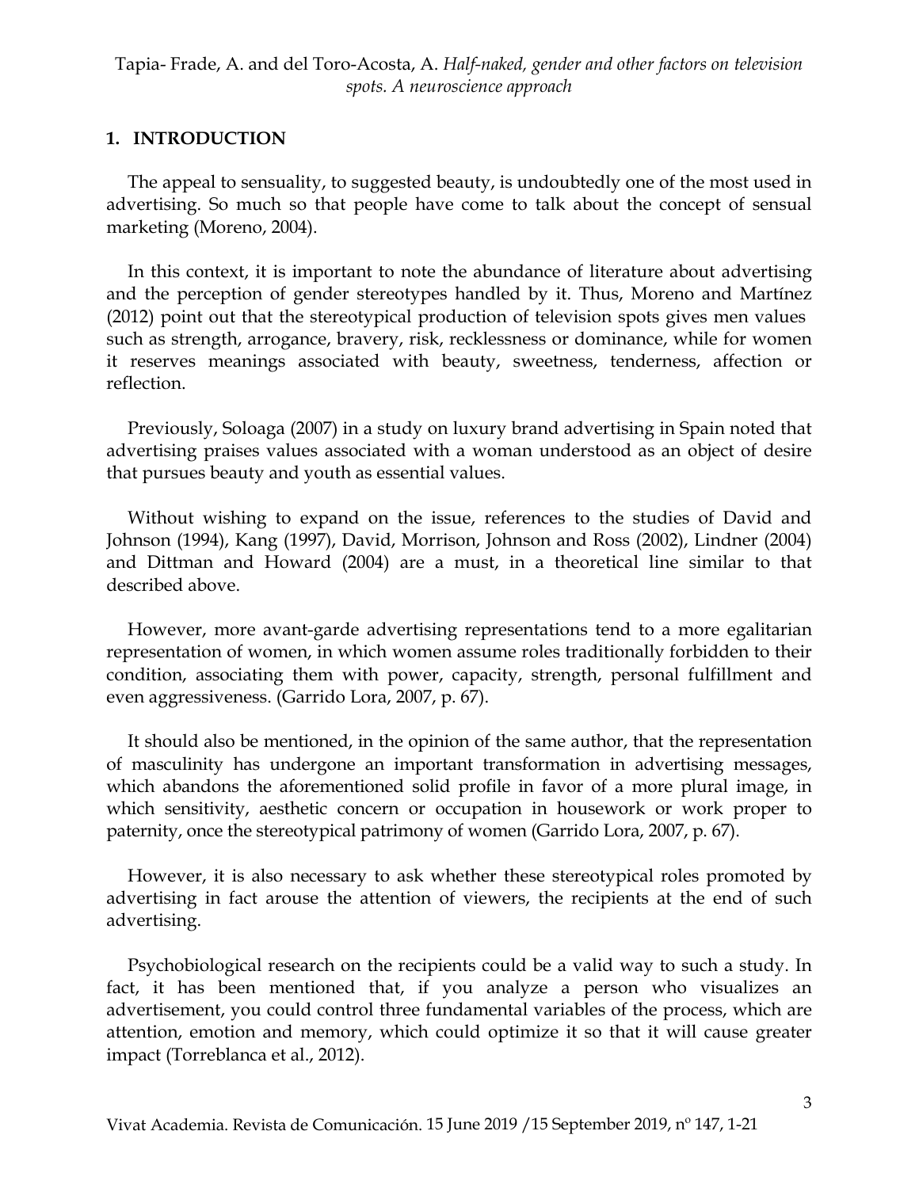## 1. INTRODUCTION

The appeal to sensuality, to suggested beauty, is undoubtedly one of the most used in advertising. So much so that people have come to talk about the concept of sensual marketing (Moreno, 2004).

In this context, it is important to note the abundance of literature about advertising and the perception of gender stereotypes handled by it. Thus, Moreno and Martínez (2012) point out that the stereotypical production of television spots gives men values such as strength, arrogance, bravery, risk, recklessness or dominance, while for women it reserves meanings associated with beauty, sweetness, tenderness, affection or reflection.

Previously, Soloaga (2007) in a study on luxury brand advertising in Spain noted that advertising praises values associated with a woman understood as an object of desire that pursues beauty and youth as essential values.

Without wishing to expand on the issue, references to the studies of David and Johnson (1994), Kang (1997), David, Morrison, Johnson and Ross (2002), Lindner (2004) and Dittman and Howard (2004) are a must, in a theoretical line similar to that described above.

However, more avant-garde advertising representations tend to a more egalitarian representation of women, in which women assume roles traditionally forbidden to their condition, associating them with power, capacity, strength, personal fulfillment and even aggressiveness. (Garrido Lora, 2007, p. 67).

It should also be mentioned, in the opinion of the same author, that the representation of masculinity has undergone an important transformation in advertising messages, which abandons the aforementioned solid profile in favor of a more plural image, in which sensitivity, aesthetic concern or occupation in housework or work proper to paternity, once the stereotypical patrimony of women (Garrido Lora, 2007, p. 67).

However, it is also necessary to ask whether these stereotypical roles promoted by advertising in fact arouse the attention of viewers, the recipients at the end of such advertising.

Psychobiological research on the recipients could be a valid way to such a study. In fact, it has been mentioned that, if you analyze a person who visualizes an advertisement, you could control three fundamental variables of the process, which are attention, emotion and memory, which could optimize it so that it will cause greater impact (Torreblanca et al., 2012).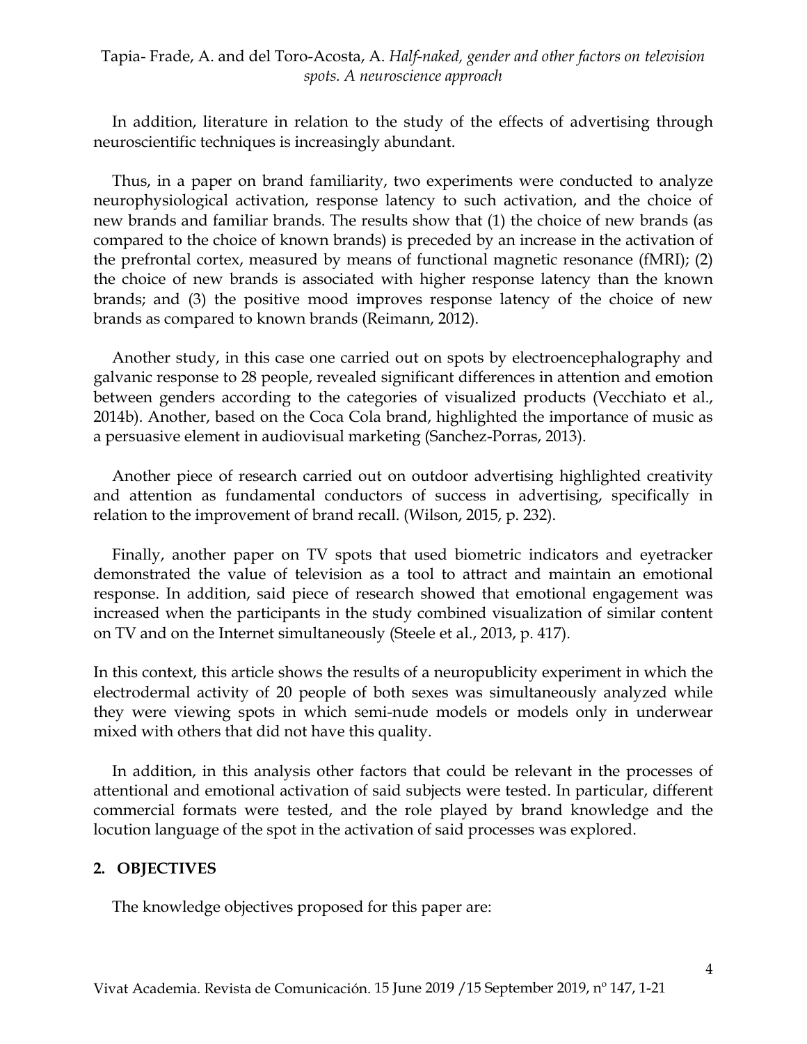In addition, literature in relation to the study of the effects of advertising through neuroscientific techniques is increasingly abundant.

Thus, in a paper on brand familiarity, two experiments were conducted to analyze neurophysiological activation, response latency to such activation, and the choice of new brands and familiar brands. The results show that (1) the choice of new brands (as compared to the choice of known brands) is preceded by an increase in the activation of the prefrontal cortex, measured by means of functional magnetic resonance (fMRI); (2) the choice of new brands is associated with higher response latency than the known brands; and (3) the positive mood improves response latency of the choice of new brands as compared to known brands (Reimann, 2012).

Another study, in this case one carried out on spots by electroencephalography and galvanic response to 28 people, revealed significant differences in attention and emotion between genders according to the categories of visualized products (Vecchiato et al., 2014b). Another, based on the Coca Cola brand, highlighted the importance of music as a persuasive element in audiovisual marketing (Sanchez-Porras, 2013).

Another piece of research carried out on outdoor advertising highlighted creativity and attention as fundamental conductors of success in advertising, specifically in relation to the improvement of brand recall. (Wilson, 2015, p. 232).

Finally, another paper on TV spots that used biometric indicators and eyetracker demonstrated the value of television as a tool to attract and maintain an emotional response. In addition, said piece of research showed that emotional engagement was increased when the participants in the study combined visualization of similar content on TV and on the Internet simultaneously (Steele et al., 2013, p. 417).

In this context, this article shows the results of a neuropublicity experiment in which the electrodermal activity of 20 people of both sexes was simultaneously analyzed while they were viewing spots in which semi-nude models or models only in underwear mixed with others that did not have this quality.

In addition, in this analysis other factors that could be relevant in the processes of attentional and emotional activation of said subjects were tested. In particular, different commercial formats were tested, and the role played by brand knowledge and the locution language of the spot in the activation of said processes was explored.

## 2. OBJECTIVES

The knowledge objectives proposed for this paper are: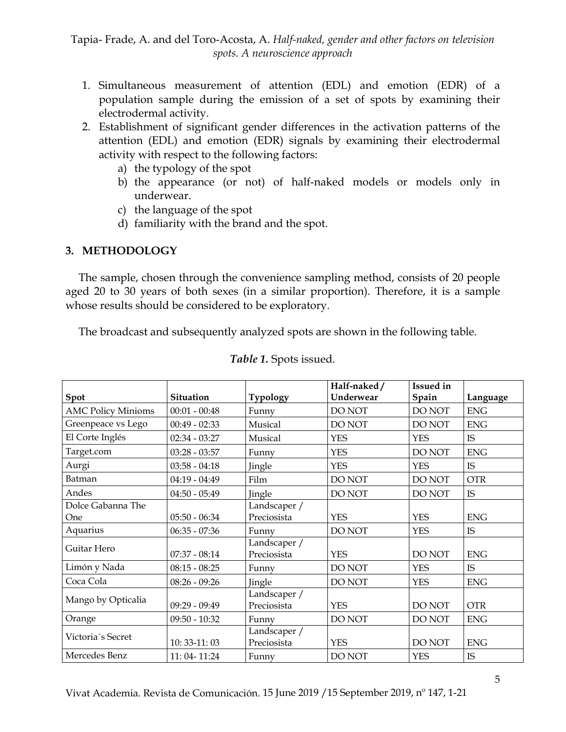1. Simultaneous measurement of attention (EDL) and emotion (EDR) of a population sample during the emission of a set of spots by examining their electrodermal activity.
2. Establishment of significant gender differences in the activation patterns of the attention (EDL) and emotion (EDR) signals by examining their electrodermal activity with respect to the following factors:
   a) the typology of the spot
   b) the appearance (or not) of half-naked models or models only in underwear.
   c) the language of the spot
   d) familiarity with the brand and the spot.

## 3. METHODOLOGY

The sample, chosen through the convenience sampling method, consists of 20 people aged 20 to 30 years of both sexes (in a similar proportion). Therefore, it is a sample whose results should be considered to be exploratory.

The broadcast and subsequently analyzed spots are shown in the following table.

***Table 1.*** Spots issued.

| Spot | Situation | Typology | Half-naked / Underwear | Issued in Spain | Language |
|---|---|---|---|---|---|
| AMC Policy Minioms | 00:01 - 00:48 | Funny | DO NOT | DO NOT | ENG |
| Greenpeace vs Lego | 00:49 - 02:33 | Musical | DO NOT | DO NOT | ENG |
| El Corte Inglés | 02:34 - 03:27 | Musical | YES | YES | IS |
| Target.com | 03:28 - 03:57 | Funny | YES | DO NOT | ENG |
| Aurgi | 03:58 - 04:18 | Jingle | YES | YES | IS |
| Batman | 04:19 - 04:49 | Film | DO NOT | DO NOT | OTR |
| Andes | 04:50 - 05:49 | Jingle | DO NOT | DO NOT | IS |
| Dolce Gabanna The One | 05:50 - 06:34 | Landscaper / Preciosista | YES | YES | ENG |
| Aquarius | 06:35 - 07:36 | Funny | DO NOT | YES | IS |
| Guitar Hero | 07:37 - 08:14 | Landscaper / Preciosista | YES | DO NOT | ENG |
| Limón y Nada | 08:15 - 08:25 | Funny | DO NOT | YES | IS |
| Coca Cola | 08:26 - 09:26 | Jingle | DO NOT | YES | ENG |
| Mango by Opticalia | 09:29 - 09:49 | Landscaper / Preciosista | YES | DO NOT | OTR |
| Orange | 09:50 - 10:32 | Funny | DO NOT | DO NOT | ENG |
| Victoria´s Secret | 10: 33-11: 03 | Landscaper / Preciosista | YES | DO NOT | ENG |
| Mercedes Benz | 11: 04- 11:24 | Funny | DO NOT | YES | IS |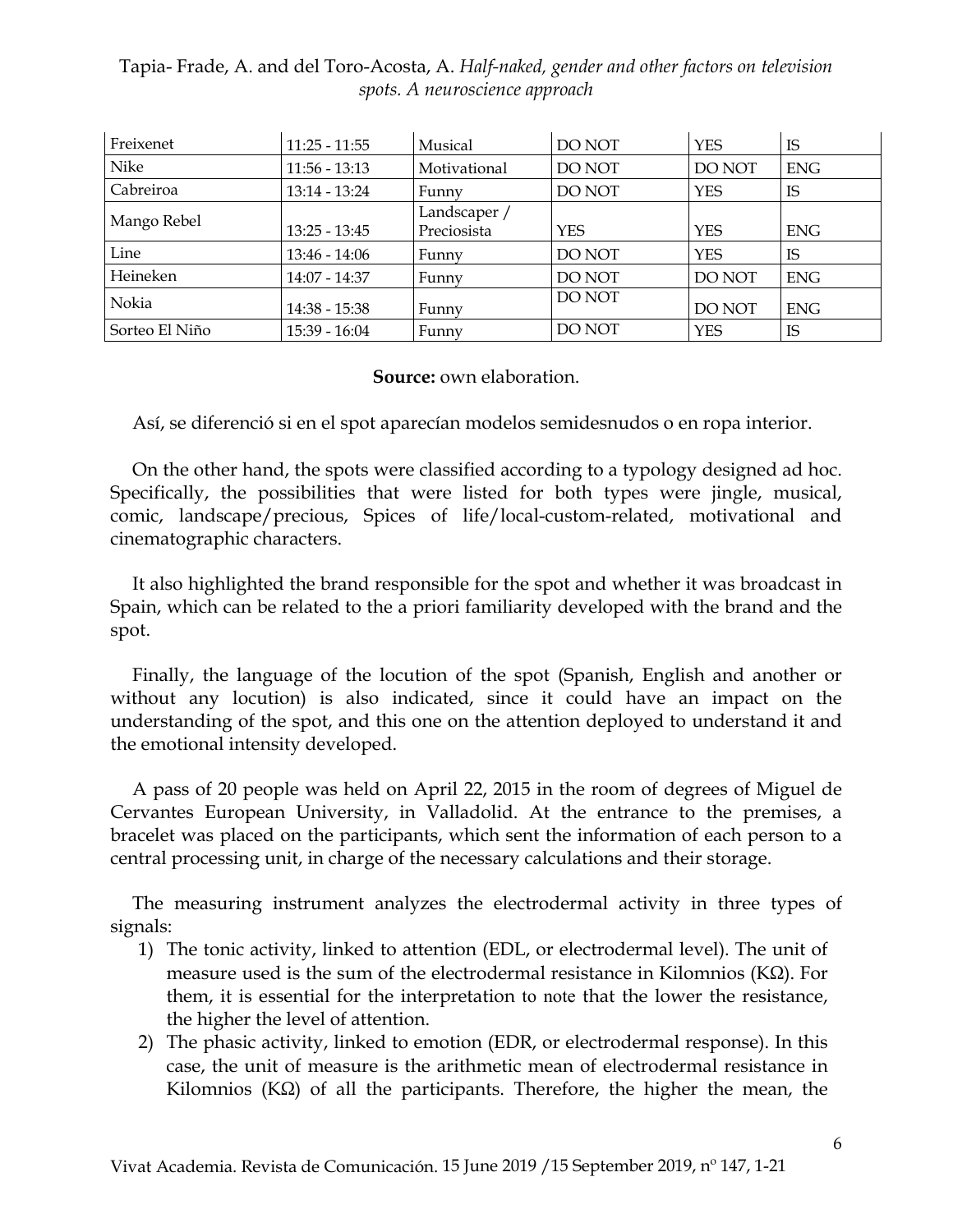| Freixenet | 11:25 - 11:55 | Musical | DO NOT | YES | IS |
|---|---|---|---|---|---|
| Nike | 11:56 - 13:13 | Motivational | DO NOT | DO NOT | ENG |
| Cabreiroa | 13:14 - 13:24 | Funny | DO NOT | YES | IS |
| Mango Rebel | 13:25 - 13:45 | Landscaper / Preciosista | YES | YES | ENG |
| Line | 13:46 - 14:06 | Funny | DO NOT | YES | IS |
| Heineken | 14:07 - 14:37 | Funny | DO NOT | DO NOT | ENG |
| Nokia | 14:38 - 15:38 | Funny | DO NOT | DO NOT | ENG |
| Sorteo El Niño | 15:39 - 16:04 | Funny | DO NOT | YES | IS |

**Source:** own elaboration.

Así, se diferenció si en el spot aparecían modelos semidesnudos o en ropa interior.

On the other hand, the spots were classified according to a typology designed ad hoc. Specifically, the possibilities that were listed for both types were jingle, musical, comic, landscape/precious, Spices of life/local-custom-related, motivational and cinematographic characters.

It also highlighted the brand responsible for the spot and whether it was broadcast in Spain, which can be related to the a priori familiarity developed with the brand and the spot.

Finally, the language of the locution of the spot (Spanish, English and another or without any locution) is also indicated, since it could have an impact on the understanding of the spot, and this one on the attention deployed to understand it and the emotional intensity developed.

A pass of 20 people was held on April 22, 2015 in the room of degrees of Miguel de Cervantes European University, in Valladolid. At the entrance to the premises, a bracelet was placed on the participants, which sent the information of each person to a central processing unit, in charge of the necessary calculations and their storage.

The measuring instrument analyzes the electrodermal activity in three types of signals:

1) The tonic activity, linked to attention (EDL, or electrodermal level). The unit of measure used is the sum of the electrodermal resistance in Kilomnios (KΩ). For them, it is essential for the interpretation to note that the lower the resistance, the higher the level of attention.
2) The phasic activity, linked to emotion (EDR, or electrodermal response). In this case, the unit of measure is the arithmetic mean of electrodermal resistance in Kilomnios (KΩ) of all the participants. Therefore, the higher the mean, the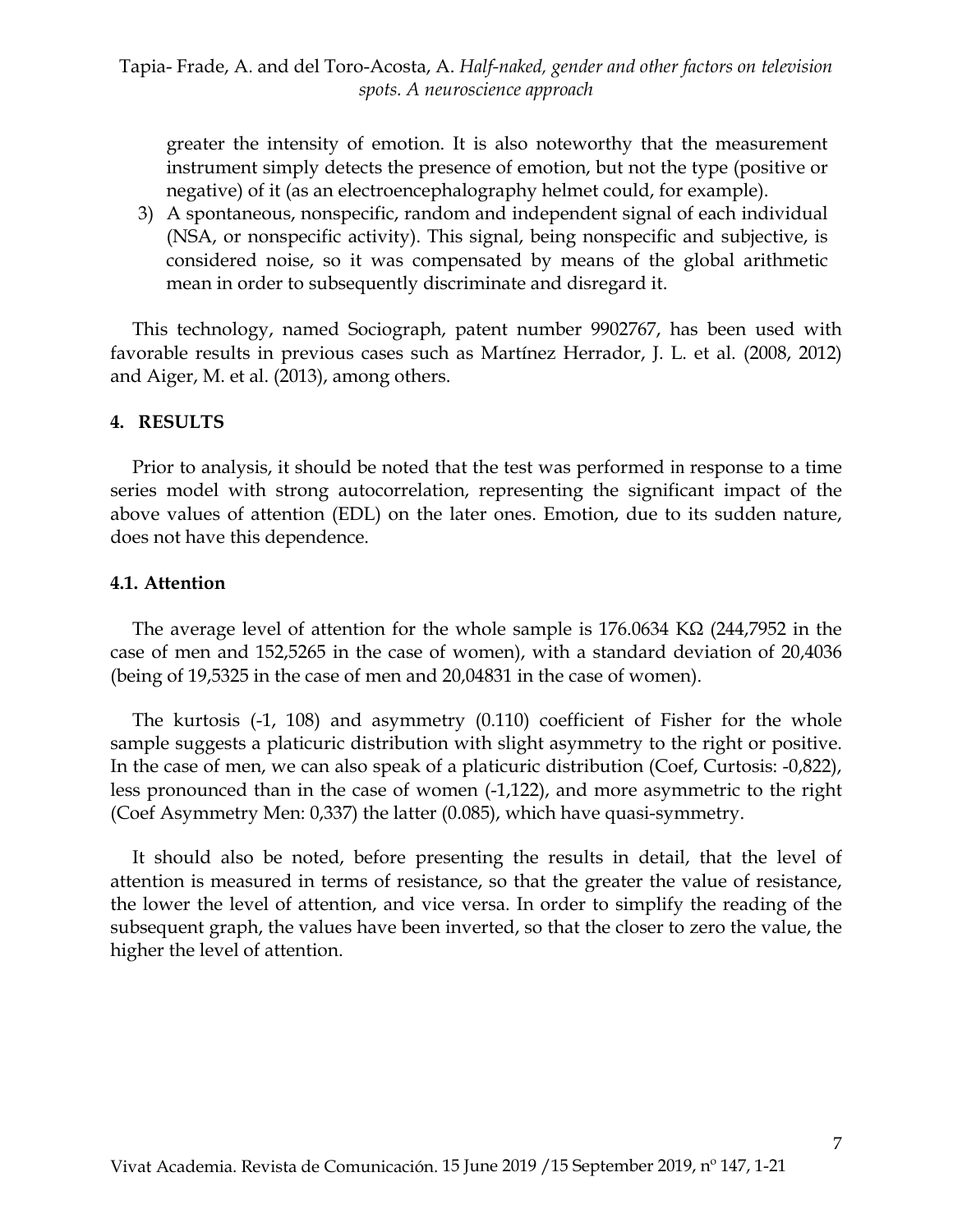greater the intensity of emotion. It is also noteworthy that the measurement instrument simply detects the presence of emotion, but not the type (positive or negative) of it (as an electroencephalography helmet could, for example).

3) A spontaneous, nonspecific, random and independent signal of each individual (NSA, or nonspecific activity). This signal, being nonspecific and subjective, is considered noise, so it was compensated by means of the global arithmetic mean in order to subsequently discriminate and disregard it.

This technology, named Sociograph, patent number 9902767, has been used with favorable results in previous cases such as Martínez Herrador, J. L. et al. (2008, 2012) and Aiger, M. et al. (2013), among others.

## 4. RESULTS

Prior to analysis, it should be noted that the test was performed in response to a time series model with strong autocorrelation, representing the significant impact of the above values of attention (EDL) on the later ones. Emotion, due to its sudden nature, does not have this dependence.

### 4.1. Attention

The average level of attention for the whole sample is 176.0634 KΩ (244,7952 in the case of men and 152,5265 in the case of women), with a standard deviation of 20,4036 (being of 19,5325 in the case of men and 20,04831 in the case of women).

The kurtosis (-1, 108) and asymmetry (0.110) coefficient of Fisher for the whole sample suggests a platicuric distribution with slight asymmetry to the right or positive. In the case of men, we can also speak of a platicuric distribution (Coef, Curtosis: -0,822), less pronounced than in the case of women (-1,122), and more asymmetric to the right (Coef Asymmetry Men: 0,337) the latter (0.085), which have quasi-symmetry.

It should also be noted, before presenting the results in detail, that the level of attention is measured in terms of resistance, so that the greater the value of resistance, the lower the level of attention, and vice versa. In order to simplify the reading of the subsequent graph, the values have been inverted, so that the closer to zero the value, the higher the level of attention.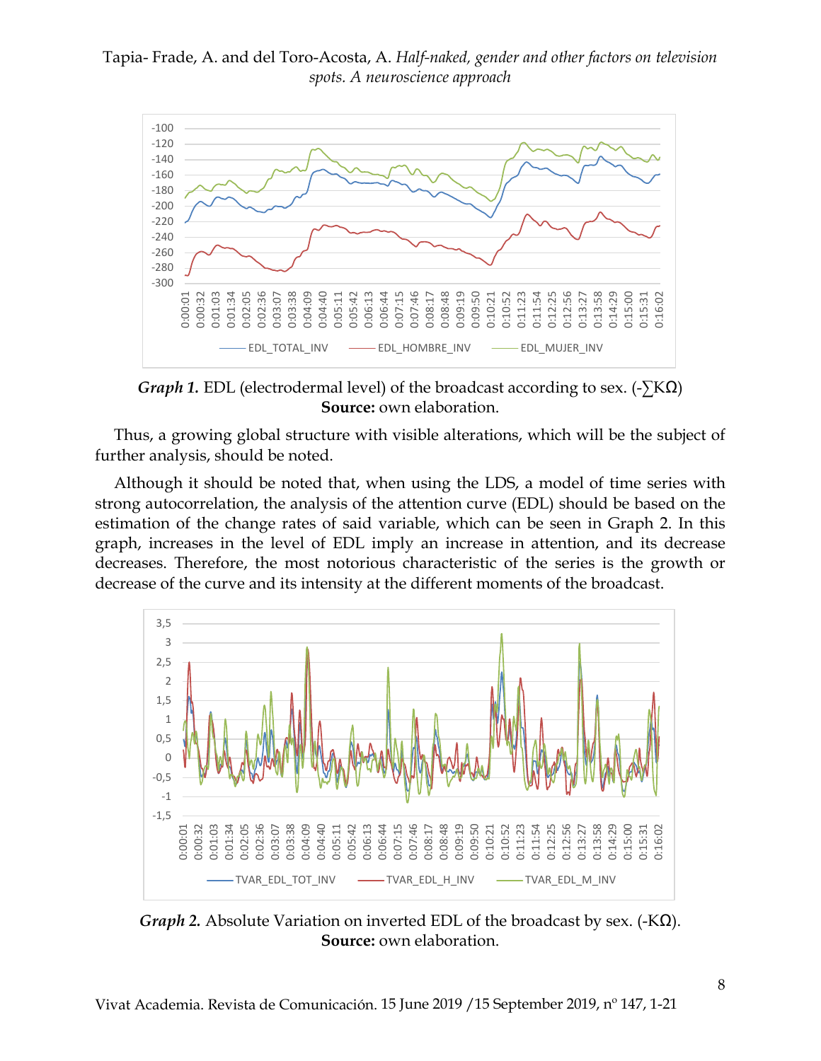*Graph 1.* EDL (electrodermal level) of the broadcast according to sex. (-∑KΩ)
**Source:** own elaboration.

Thus, a growing global structure with visible alterations, which will be the subject of further analysis, should be noted.

Although it should be noted that, when using the LDS, a model of time series with strong autocorrelation, the analysis of the attention curve (EDL) should be based on the estimation of the change rates of said variable, which can be seen in Graph 2. In this graph, increases in the level of EDL imply an increase in attention, and its decrease decreases. Therefore, the most notorious characteristic of the series is the growth or decrease of the curve and its intensity at the different moments of the broadcast.

*Graph 2.* Absolute Variation on inverted EDL of the broadcast by sex. (-KΩ).
**Source:** own elaboration.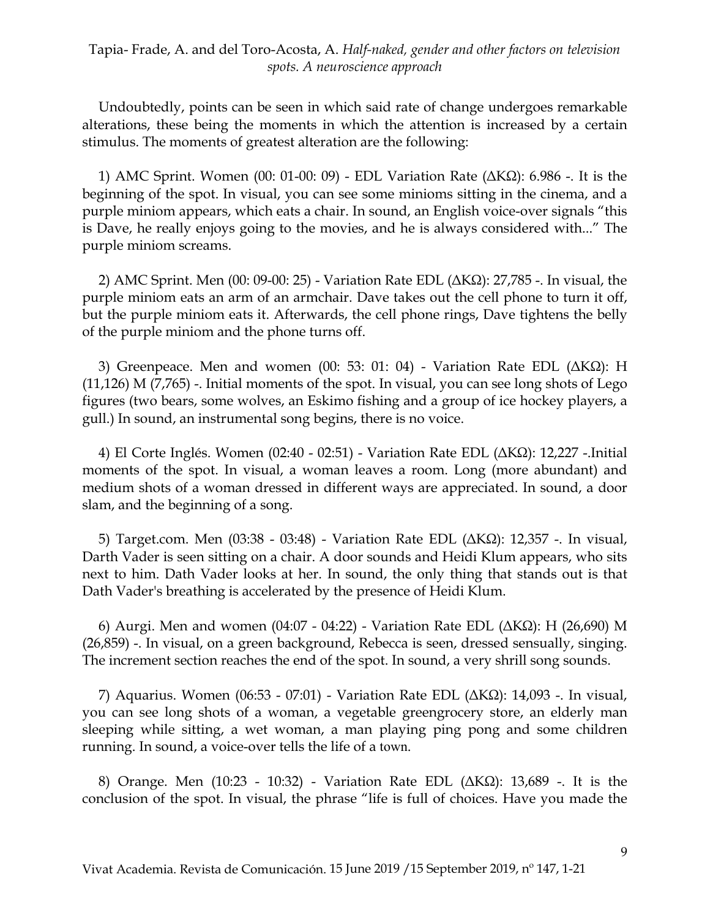Undoubtedly, points can be seen in which said rate of change undergoes remarkable alterations, these being the moments in which the attention is increased by a certain stimulus. The moments of greatest alteration are the following:

1) AMC Sprint. Women (00: 01-00: 09) - EDL Variation Rate (ΔKΩ): 6.986 -. It is the beginning of the spot. In visual, you can see some minioms sitting in the cinema, and a purple miniom appears, which eats a chair. In sound, an English voice-over signals "this is Dave, he really enjoys going to the movies, and he is always considered with..." The purple miniom screams.

2) AMC Sprint. Men (00: 09-00: 25) - Variation Rate EDL (ΔKΩ): 27,785 -. In visual, the purple miniom eats an arm of an armchair. Dave takes out the cell phone to turn it off, but the purple miniom eats it. Afterwards, the cell phone rings, Dave tightens the belly of the purple miniom and the phone turns off.

3) Greenpeace. Men and women (00: 53: 01: 04) - Variation Rate EDL (ΔKΩ): H (11,126) M (7,765) -. Initial moments of the spot. In visual, you can see long shots of Lego figures (two bears, some wolves, an Eskimo fishing and a group of ice hockey players, a gull.) In sound, an instrumental song begins, there is no voice.

4) El Corte Inglés. Women (02:40 - 02:51) - Variation Rate EDL (ΔKΩ): 12,227 -.Initial moments of the spot. In visual, a woman leaves a room. Long (more abundant) and medium shots of a woman dressed in different ways are appreciated. In sound, a door slam, and the beginning of a song.

5) Target.com. Men (03:38 - 03:48) - Variation Rate EDL (ΔKΩ): 12,357 -. In visual, Darth Vader is seen sitting on a chair. A door sounds and Heidi Klum appears, who sits next to him. Dath Vader looks at her. In sound, the only thing that stands out is that Dath Vader's breathing is accelerated by the presence of Heidi Klum.

6) Aurgi. Men and women (04:07 - 04:22) - Variation Rate EDL (ΔKΩ): H (26,690) M (26,859) -. In visual, on a green background, Rebecca is seen, dressed sensually, singing. The increment section reaches the end of the spot. In sound, a very shrill song sounds.

7) Aquarius. Women (06:53 - 07:01) - Variation Rate EDL (ΔKΩ): 14,093 -. In visual, you can see long shots of a woman, a vegetable greengrocery store, an elderly man sleeping while sitting, a wet woman, a man playing ping pong and some children running. In sound, a voice-over tells the life of a town.

8) Orange. Men (10:23 - 10:32) - Variation Rate EDL (ΔKΩ): 13,689 -. It is the conclusion of the spot. In visual, the phrase "life is full of choices. Have you made the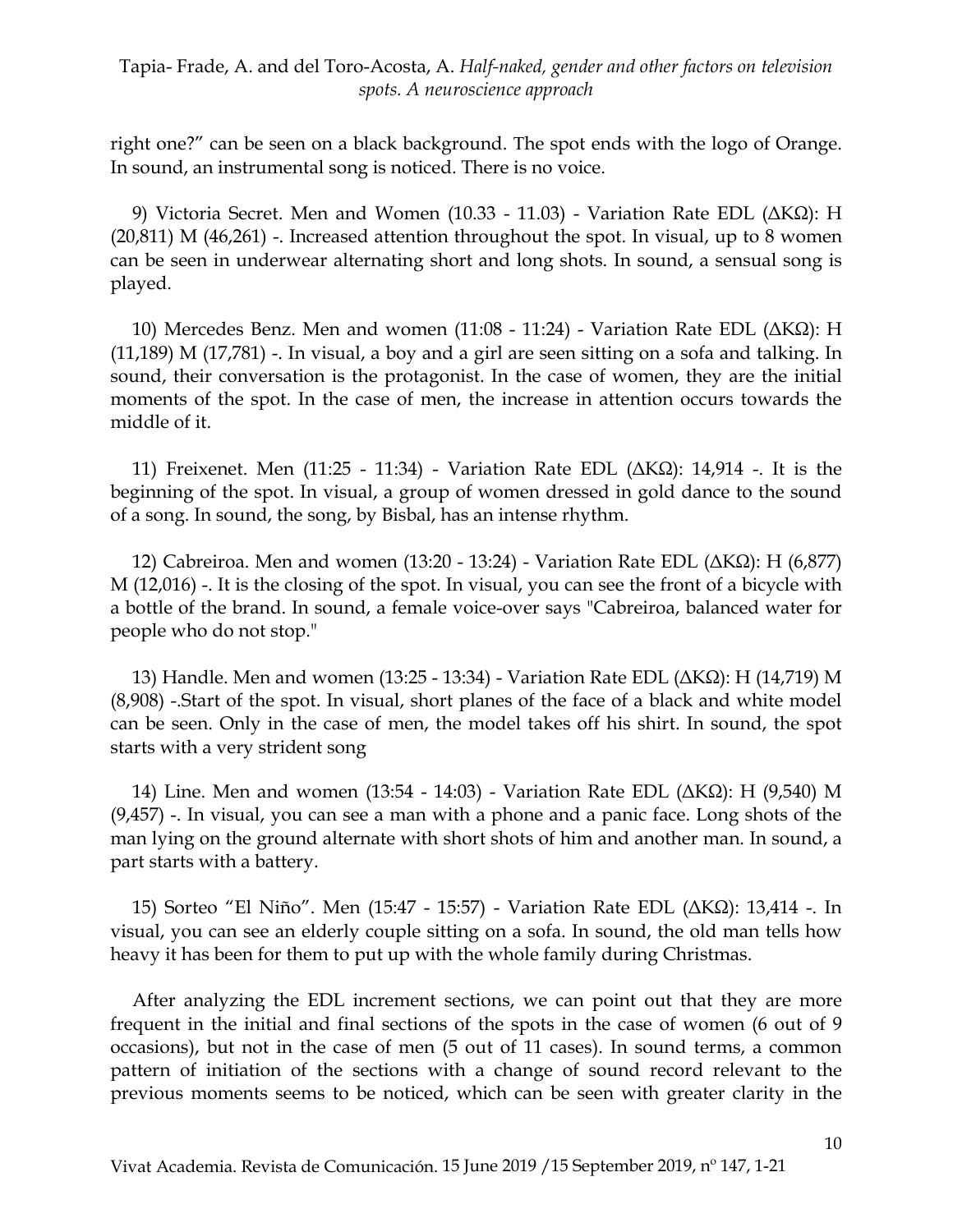right one?" can be seen on a black background. The spot ends with the logo of Orange. In sound, an instrumental song is noticed. There is no voice.

9) Victoria Secret. Men and Women (10.33 - 11.03) - Variation Rate EDL (ΔKΩ): H (20,811) M (46,261) -. Increased attention throughout the spot. In visual, up to 8 women can be seen in underwear alternating short and long shots. In sound, a sensual song is played.

10) Mercedes Benz. Men and women (11:08 - 11:24) - Variation Rate EDL (ΔKΩ): H (11,189) M (17,781) -. In visual, a boy and a girl are seen sitting on a sofa and talking. In sound, their conversation is the protagonist. In the case of women, they are the initial moments of the spot. In the case of men, the increase in attention occurs towards the middle of it.

11) Freixenet. Men (11:25 - 11:34) - Variation Rate EDL (ΔKΩ): 14,914 -. It is the beginning of the spot. In visual, a group of women dressed in gold dance to the sound of a song. In sound, the song, by Bisbal, has an intense rhythm.

12) Cabreiroa. Men and women (13:20 - 13:24) - Variation Rate EDL (ΔKΩ): H (6,877) M (12,016) -. It is the closing of the spot. In visual, you can see the front of a bicycle with a bottle of the brand. In sound, a female voice-over says "Cabreiroa, balanced water for people who do not stop."

13) Handle. Men and women (13:25 - 13:34) - Variation Rate EDL (ΔKΩ): H (14,719) M (8,908) -.Start of the spot. In visual, short planes of the face of a black and white model can be seen. Only in the case of men, the model takes off his shirt. In sound, the spot starts with a very strident song

14) Line. Men and women (13:54 - 14:03) - Variation Rate EDL (ΔKΩ): H (9,540) M (9,457) -. In visual, you can see a man with a phone and a panic face. Long shots of the man lying on the ground alternate with short shots of him and another man. In sound, a part starts with a battery.

15) Sorteo "El Niño". Men (15:47 - 15:57) - Variation Rate EDL (ΔKΩ): 13,414 -. In visual, you can see an elderly couple sitting on a sofa. In sound, the old man tells how heavy it has been for them to put up with the whole family during Christmas.

After analyzing the EDL increment sections, we can point out that they are more frequent in the initial and final sections of the spots in the case of women (6 out of 9 occasions), but not in the case of men (5 out of 11 cases). In sound terms, a common pattern of initiation of the sections with a change of sound record relevant to the previous moments seems to be noticed, which can be seen with greater clarity in the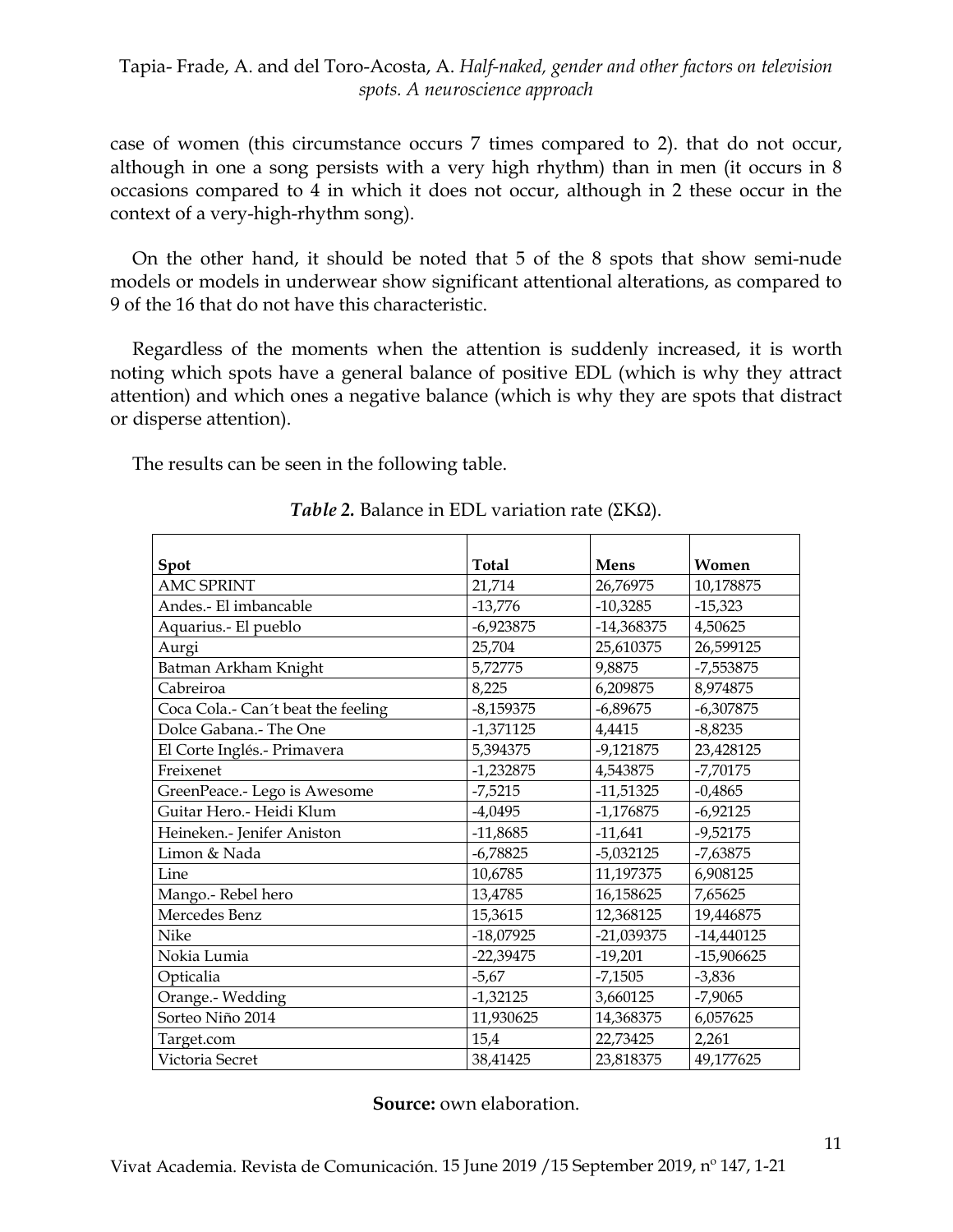case of women (this circumstance occurs 7 times compared to 2). that do not occur, although in one a song persists with a very high rhythm) than in men (it occurs in 8 occasions compared to 4 in which it does not occur, although in 2 these occur in the context of a very-high-rhythm song).

On the other hand, it should be noted that 5 of the 8 spots that show semi-nude models or models in underwear show significant attentional alterations, as compared to 9 of the 16 that do not have this characteristic.

Regardless of the moments when the attention is suddenly increased, it is worth noting which spots have a general balance of positive EDL (which is why they attract attention) and which ones a negative balance (which is why they are spots that distract or disperse attention).

The results can be seen in the following table.

***Table 2.*** Balance in EDL variation rate (ΣKΩ).

| Spot | Total | Mens | Women |
|---|---|---|---|
| AMC SPRINT | 21,714 | 26,76975 | 10,178875 |
| Andes.- El imbancable | -13,776 | -10,3285 | -15,323 |
| Aquarius.- El pueblo | -6,923875 | -14,368375 | 4,50625 |
| Aurgi | 25,704 | 25,610375 | 26,599125 |
| Batman Arkham Knight | 5,72775 | 9,8875 | -7,553875 |
| Cabreiroa | 8,225 | 6,209875 | 8,974875 |
| Coca Cola.- Can´t beat the feeling | -8,159375 | -6,89675 | -6,307875 |
| Dolce Gabana.- The One | -1,371125 | 4,4415 | -8,8235 |
| El Corte Inglés.- Primavera | 5,394375 | -9,121875 | 23,428125 |
| Freixenet | -1,232875 | 4,543875 | -7,70175 |
| GreenPeace.- Lego is Awesome | -7,5215 | -11,51325 | -0,4865 |
| Guitar Hero.- Heidi Klum | -4,0495 | -1,176875 | -6,92125 |
| Heineken.- Jenifer Aniston | -11,8685 | -11,641 | -9,52175 |
| Limon & Nada | -6,78825 | -5,032125 | -7,63875 |
| Line | 10,6785 | 11,197375 | 6,908125 |
| Mango.- Rebel hero | 13,4785 | 16,158625 | 7,65625 |
| Mercedes Benz | 15,3615 | 12,368125 | 19,446875 |
| Nike | -18,07925 | -21,039375 | -14,440125 |
| Nokia Lumia | -22,39475 | -19,201 | -15,906625 |
| Opticalia | -5,67 | -7,1505 | -3,836 |
| Orange.- Wedding | -1,32125 | 3,660125 | -7,9065 |
| Sorteo Niño 2014 | 11,930625 | 14,368375 | 6,057625 |
| Target.com | 15,4 | 22,73425 | 2,261 |
| Victoria Secret | 38,41425 | 23,818375 | 49,177625 |

**Source:** own elaboration.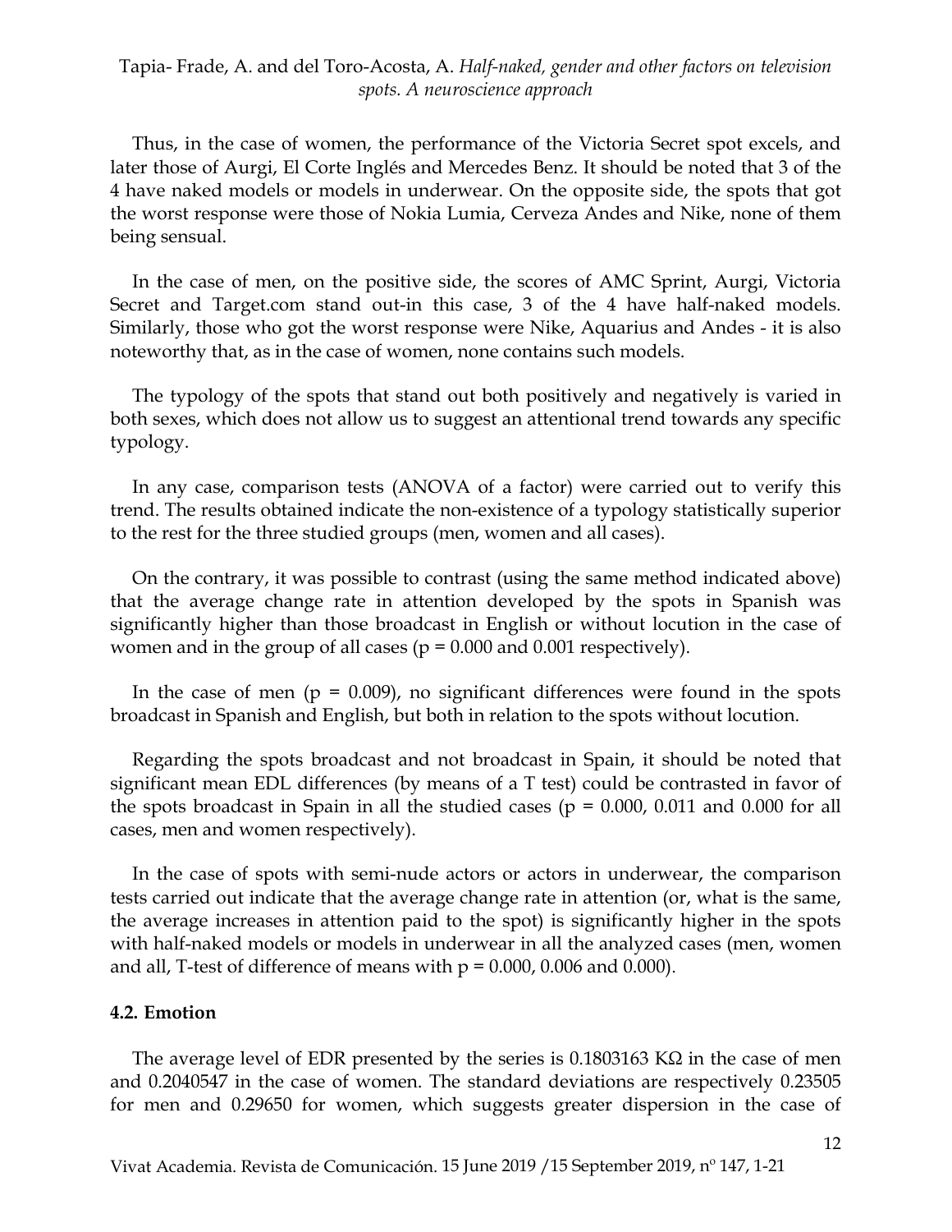Thus, in the case of women, the performance of the Victoria Secret spot excels, and later those of Aurgi, El Corte Inglés and Mercedes Benz. It should be noted that 3 of the 4 have naked models or models in underwear. On the opposite side, the spots that got the worst response were those of Nokia Lumia, Cerveza Andes and Nike, none of them being sensual.

In the case of men, on the positive side, the scores of AMC Sprint, Aurgi, Victoria Secret and Target.com stand out-in this case, 3 of the 4 have half-naked models. Similarly, those who got the worst response were Nike, Aquarius and Andes - it is also noteworthy that, as in the case of women, none contains such models.

The typology of the spots that stand out both positively and negatively is varied in both sexes, which does not allow us to suggest an attentional trend towards any specific typology.

In any case, comparison tests (ANOVA of a factor) were carried out to verify this trend. The results obtained indicate the non-existence of a typology statistically superior to the rest for the three studied groups (men, women and all cases).

On the contrary, it was possible to contrast (using the same method indicated above) that the average change rate in attention developed by the spots in Spanish was significantly higher than those broadcast in English or without locution in the case of women and in the group of all cases ($p = 0.000$ and $0.001$ respectively).

In the case of men ($p = 0.009$), no significant differences were found in the spots broadcast in Spanish and English, but both in relation to the spots without locution.

Regarding the spots broadcast and not broadcast in Spain, it should be noted that significant mean EDL differences (by means of a T test) could be contrasted in favor of the spots broadcast in Spain in all the studied cases ($p = 0.000$, $0.011$ and $0.000$ for all cases, men and women respectively).

In the case of spots with semi-nude actors or actors in underwear, the comparison tests carried out indicate that the average change rate in attention (or, what is the same, the average increases in attention paid to the spot) is significantly higher in the spots with half-naked models or models in underwear in all the analyzed cases (men, women and all, T-test of difference of means with $p = 0.000$, $0.006$ and $0.000$).

### 4.2. Emotion

The average level of EDR presented by the series is 0.1803163 KΩ in the case of men and 0.2040547 in the case of women. The standard deviations are respectively 0.23505 for men and 0.29650 for women, which suggests greater dispersion in the case of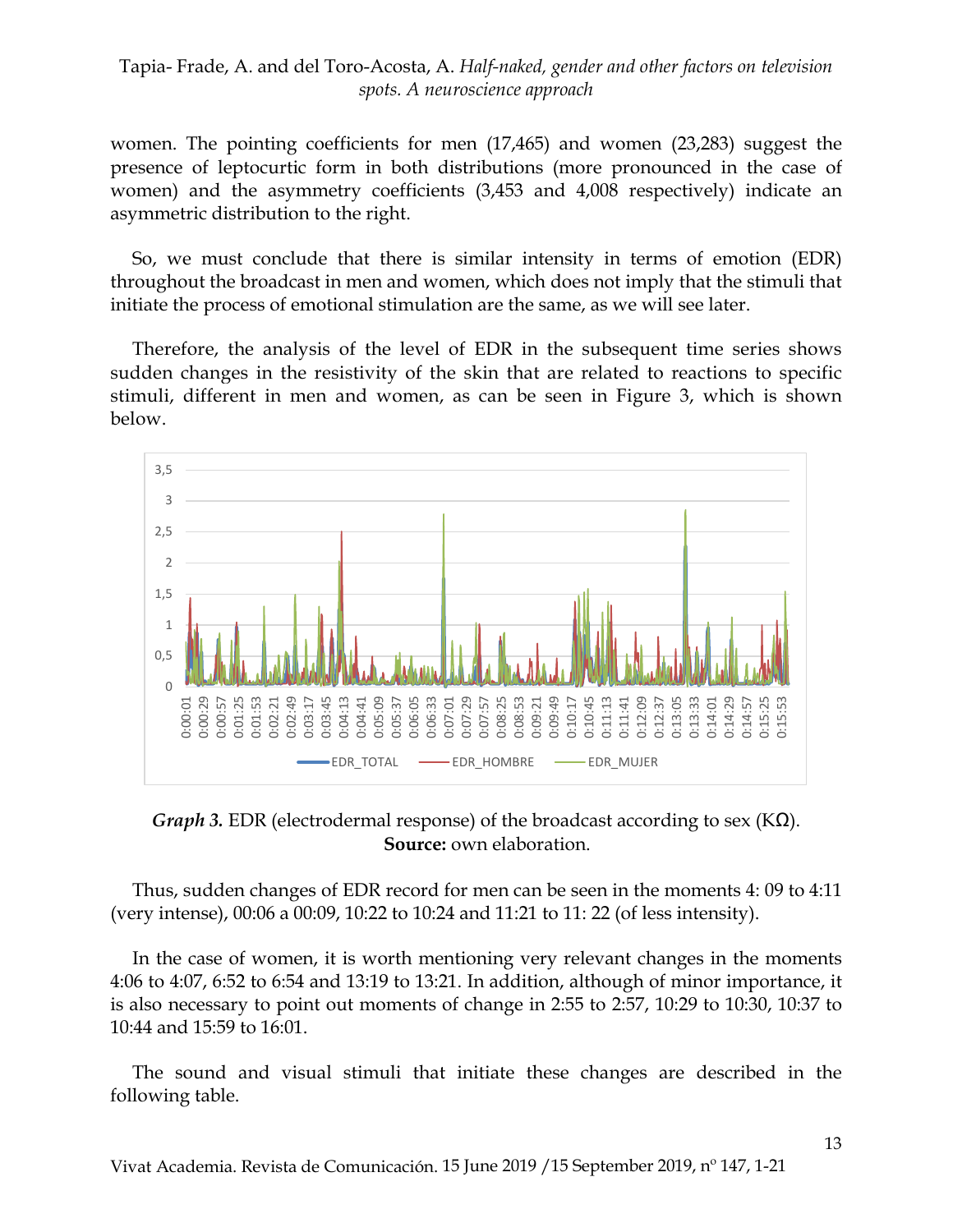women. The pointing coefficients for men (17,465) and women (23,283) suggest the presence of leptocurtic form in both distributions (more pronounced in the case of women) and the asymmetry coefficients (3,453 and 4,008 respectively) indicate an asymmetric distribution to the right.

So, we must conclude that there is similar intensity in terms of emotion (EDR) throughout the broadcast in men and women, which does not imply that the stimuli that initiate the process of emotional stimulation are the same, as we will see later.

Therefore, the analysis of the level of EDR in the subsequent time series shows sudden changes in the resistivity of the skin that are related to reactions to specific stimuli, different in men and women, as can be seen in Figure 3, which is shown below.

***Graph 3.*** EDR (electrodermal response) of the broadcast according to sex (KΩ).
**Source:** own elaboration.

Thus, sudden changes of EDR record for men can be seen in the moments 4: 09 to 4:11 (very intense), 00:06 a 00:09, 10:22 to 10:24 and 11:21 to 11: 22 (of less intensity).

In the case of women, it is worth mentioning very relevant changes in the moments 4:06 to 4:07, 6:52 to 6:54 and 13:19 to 13:21. In addition, although of minor importance, it is also necessary to point out moments of change in 2:55 to 2:57, 10:29 to 10:30, 10:37 to 10:44 and 15:59 to 16:01.

The sound and visual stimuli that initiate these changes are described in the following table.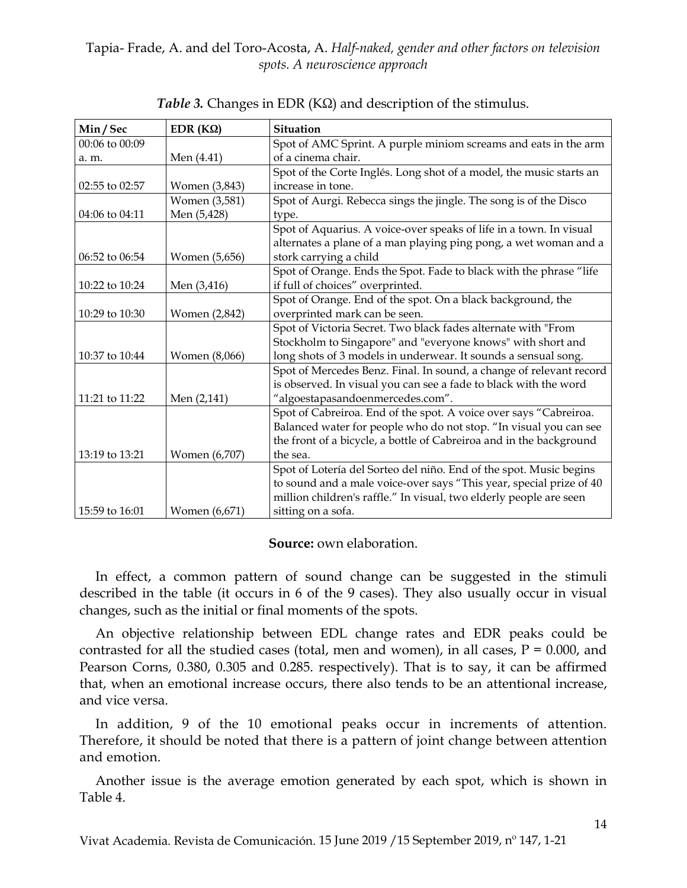*Table 3.* Changes in EDR (KΩ) and description of the stimulus.

| Min / Sec | EDR (KΩ) | Situation |
|---|---|---|
| 00:06 to 00:09 a. m. | Men (4.41) | Spot of AMC Sprint. A purple miniom screams and eats in the arm of a cinema chair. |
| 02:55 to 02:57 | Women (3,843) | Spot of the Corte Inglés. Long shot of a model, the music starts an increase in tone. |
| 04:06 to 04:11 | Women (3,581) Men (5,428) | Spot of Aurgi. Rebecca sings the jingle. The song is of the Disco type. |
| 06:52 to 06:54 | Women (5,656) | Spot of Aquarius. A voice-over speaks of life in a town. In visual alternates a plane of a man playing ping pong, a wet woman and a stork carrying a child |
| 10:22 to 10:24 | Men (3,416) | Spot of Orange. Ends the Spot. Fade to black with the phrase "life if full of choices" overprinted. |
| 10:29 to 10:30 | Women (2,842) | Spot of Orange. End of the spot. On a black background, the overprinted mark can be seen. |
| 10:37 to 10:44 | Women (8,066) | Spot of Victoria Secret. Two black fades alternate with "From Stockholm to Singapore" and "everyone knows" with short and long shots of 3 models in underwear. It sounds a sensual song. |
| 11:21 to 11:22 | Men (2,141) | Spot of Mercedes Benz. Final. In sound, a change of relevant record is observed. In visual you can see a fade to black with the word "algoestapasandoenmercedes.com". |
| 13:19 to 13:21 | Women (6,707) | Spot of Cabreiroa. End of the spot. A voice over says "Cabreiroa. Balanced water for people who do not stop. "In visual you can see the front of a bicycle, a bottle of Cabreiroa and in the background the sea. |
| 15:59 to 16:01 | Women (6,671) | Spot of Lotería del Sorteo del niño. End of the spot. Music begins to sound and a male voice-over says "This year, special prize of 40 million children's raffle." In visual, two elderly people are seen sitting on a sofa. |

**Source:** own elaboration.

In effect, a common pattern of sound change can be suggested in the stimuli described in the table (it occurs in 6 of the 9 cases). They also usually occur in visual changes, such as the initial or final moments of the spots.

An objective relationship between EDL change rates and EDR peaks could be contrasted for all the studied cases (total, men and women), in all cases, P = 0.000, and Pearson Corns, 0.380, 0.305 and 0.285. respectively). That is to say, it can be affirmed that, when an emotional increase occurs, there also tends to be an attentional increase, and vice versa.

In addition, 9 of the 10 emotional peaks occur in increments of attention. Therefore, it should be noted that there is a pattern of joint change between attention and emotion.

Another issue is the average emotion generated by each spot, which is shown in Table 4.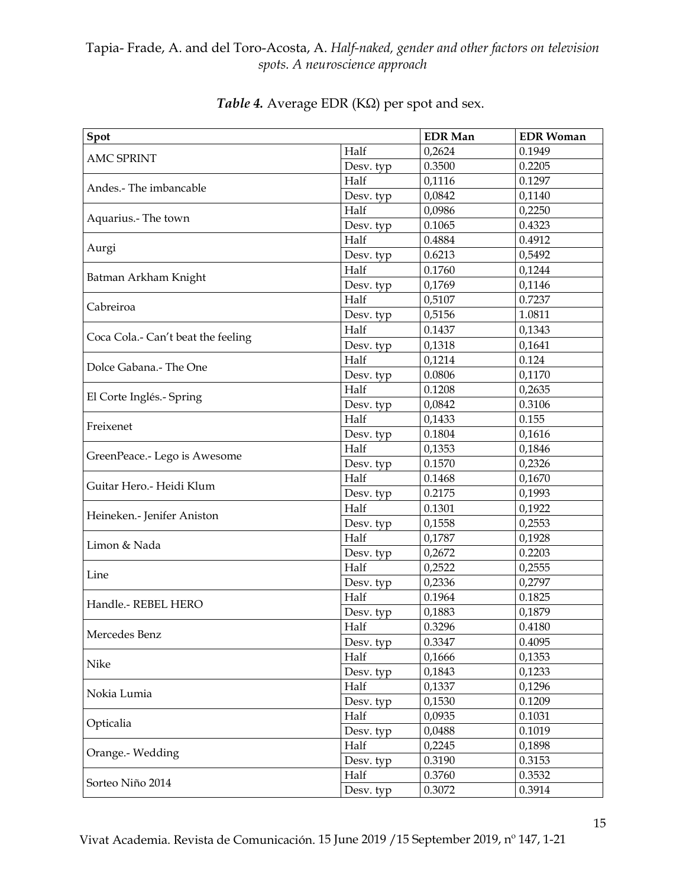***Table 4.*** Average EDR (KΩ) per spot and sex.

| Spot | | EDR Man | EDR Woman |
|---|---|---|---|
| AMC SPRINT | Half | 0,2624 | 0.1949 |
| | Desv. typ | 0.3500 | 0.2205 |
| Andes.- The imbancable | Half | 0,1116 | 0.1297 |
| | Desv. typ | 0,0842 | 0,1140 |
| Aquarius.- The town | Half | 0,0986 | 0,2250 |
| | Desv. typ | 0.1065 | 0.4323 |
| Aurgi | Half | 0.4884 | 0.4912 |
| | Desv. typ | 0.6213 | 0,5492 |
| Batman Arkham Knight | Half | 0.1760 | 0,1244 |
| | Desv. typ | 0,1769 | 0,1146 |
| Cabreiroa | Half | 0,5107 | 0.7237 |
| | Desv. typ | 0,5156 | 1.0811 |
| Coca Cola.- Can't beat the feeling | Half | 0.1437 | 0,1343 |
| | Desv. typ | 0,1318 | 0,1641 |
| Dolce Gabana.- The One | Half | 0,1214 | 0.124 |
| | Desv. typ | 0.0806 | 0,1170 |
| El Corte Inglés.- Spring | Half | 0.1208 | 0,2635 |
| | Desv. typ | 0,0842 | 0.3106 |
| Freixenet | Half | 0,1433 | 0.155 |
| | Desv. typ | 0.1804 | 0,1616 |
| GreenPeace.- Lego is Awesome | Half | 0,1353 | 0,1846 |
| | Desv. typ | 0.1570 | 0,2326 |
| Guitar Hero.- Heidi Klum | Half | 0.1468 | 0,1670 |
| | Desv. typ | 0.2175 | 0,1993 |
| Heineken.- Jenifer Aniston | Half | 0.1301 | 0,1922 |
| | Desv. typ | 0,1558 | 0,2553 |
| Limon & Nada | Half | 0,1787 | 0,1928 |
| | Desv. typ | 0,2672 | 0.2203 |
| Line | Half | 0,2522 | 0,2555 |
| | Desv. typ | 0,2336 | 0,2797 |
| Handle.- REBEL HERO | Half | 0.1964 | 0.1825 |
| | Desv. typ | 0,1883 | 0,1879 |
| Mercedes Benz | Half | 0.3296 | 0.4180 |
| | Desv. typ | 0.3347 | 0.4095 |
| Nike | Half | 0,1666 | 0,1353 |
| | Desv. typ | 0,1843 | 0,1233 |
| Nokia Lumia | Half | 0,1337 | 0,1296 |
| | Desv. typ | 0,1530 | 0.1209 |
| Opticalia | Half | 0,0935 | 0.1031 |
| | Desv. typ | 0,0488 | 0.1019 |
| Orange.- Wedding | Half | 0,2245 | 0,1898 |
| | Desv. typ | 0.3190 | 0.3153 |
| Sorteo Niño 2014 | Half | 0.3760 | 0.3532 |
| | Desv. typ | 0.3072 | 0.3914 |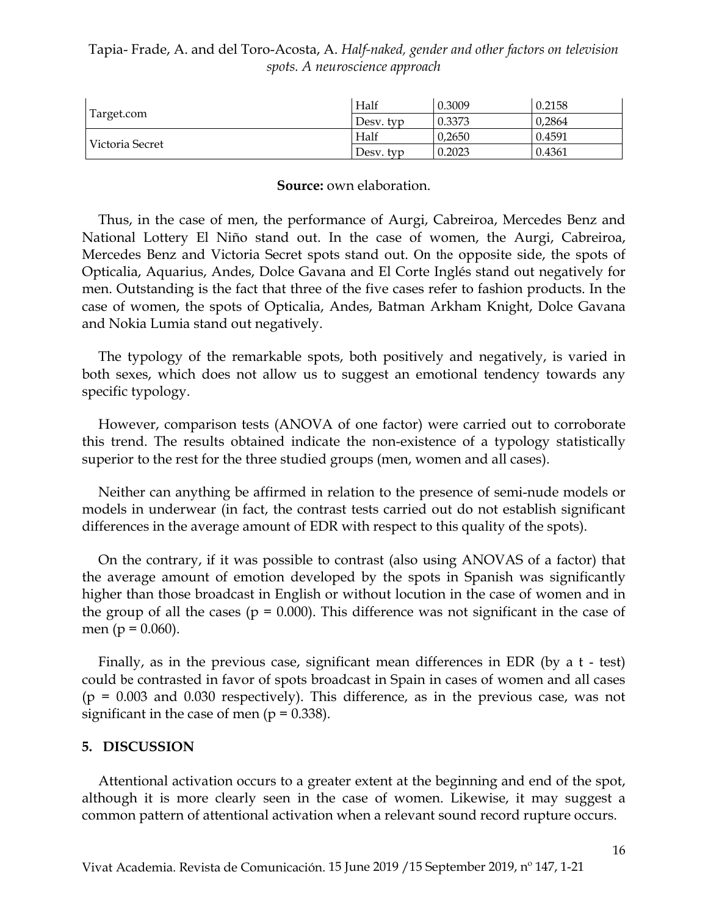| | | | |
|---|---|---|---|
| Target.com | Half | 0.3009 | 0.2158 |
| | Desv. typ | 0.3373 | 0,2864 |
| Victoria Secret | Half | 0,2650 | 0.4591 |
| | Desv. typ | 0.2023 | 0.4361 |

**Source:** own elaboration.

Thus, in the case of men, the performance of Aurgi, Cabreiroa, Mercedes Benz and National Lottery El Niño stand out. In the case of women, the Aurgi, Cabreiroa, Mercedes Benz and Victoria Secret spots stand out. On the opposite side, the spots of Opticalia, Aquarius, Andes, Dolce Gavana and El Corte Inglés stand out negatively for men. Outstanding is the fact that three of the five cases refer to fashion products. In the case of women, the spots of Opticalia, Andes, Batman Arkham Knight, Dolce Gavana and Nokia Lumia stand out negatively.

The typology of the remarkable spots, both positively and negatively, is varied in both sexes, which does not allow us to suggest an emotional tendency towards any specific typology.

However, comparison tests (ANOVA of one factor) were carried out to corroborate this trend. The results obtained indicate the non-existence of a typology statistically superior to the rest for the three studied groups (men, women and all cases).

Neither can anything be affirmed in relation to the presence of semi-nude models or models in underwear (in fact, the contrast tests carried out do not establish significant differences in the average amount of EDR with respect to this quality of the spots).

On the contrary, if it was possible to contrast (also using ANOVAS of a factor) that the average amount of emotion developed by the spots in Spanish was significantly higher than those broadcast in English or without locution in the case of women and in the group of all the cases ($p = 0.000$). This difference was not significant in the case of men ($p = 0.060$).

Finally, as in the previous case, significant mean differences in EDR (by a t - test) could be contrasted in favor of spots broadcast in Spain in cases of women and all cases ($p = 0.003$ and 0.030 respectively). This difference, as in the previous case, was not significant in the case of men ($p = 0.338$).

## 5. DISCUSSION

Attentional activation occurs to a greater extent at the beginning and end of the spot, although it is more clearly seen in the case of women. Likewise, it may suggest a common pattern of attentional activation when a relevant sound record rupture occurs.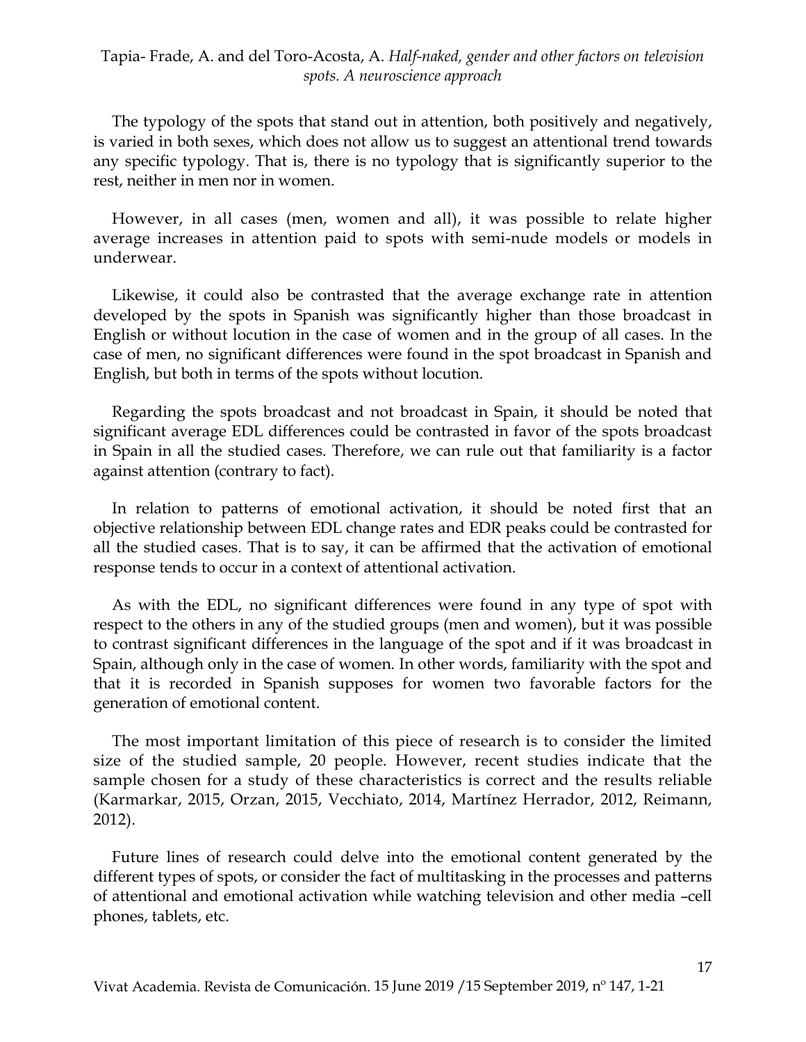The typology of the spots that stand out in attention, both positively and negatively, is varied in both sexes, which does not allow us to suggest an attentional trend towards any specific typology. That is, there is no typology that is significantly superior to the rest, neither in men nor in women.

However, in all cases (men, women and all), it was possible to relate higher average increases in attention paid to spots with semi-nude models or models in underwear.

Likewise, it could also be contrasted that the average exchange rate in attention developed by the spots in Spanish was significantly higher than those broadcast in English or without locution in the case of women and in the group of all cases. In the case of men, no significant differences were found in the spot broadcast in Spanish and English, but both in terms of the spots without locution.

Regarding the spots broadcast and not broadcast in Spain, it should be noted that significant average EDL differences could be contrasted in favor of the spots broadcast in Spain in all the studied cases. Therefore, we can rule out that familiarity is a factor against attention (contrary to fact).

In relation to patterns of emotional activation, it should be noted first that an objective relationship between EDL change rates and EDR peaks could be contrasted for all the studied cases. That is to say, it can be affirmed that the activation of emotional response tends to occur in a context of attentional activation.

As with the EDL, no significant differences were found in any type of spot with respect to the others in any of the studied groups (men and women), but it was possible to contrast significant differences in the language of the spot and if it was broadcast in Spain, although only in the case of women. In other words, familiarity with the spot and that it is recorded in Spanish supposes for women two favorable factors for the generation of emotional content.

The most important limitation of this piece of research is to consider the limited size of the studied sample, 20 people. However, recent studies indicate that the sample chosen for a study of these characteristics is correct and the results reliable (Karmarkar, 2015, Orzan, 2015, Vecchiato, 2014, Martínez Herrador, 2012, Reimann, 2012).

Future lines of research could delve into the emotional content generated by the different types of spots, or consider the fact of multitasking in the processes and patterns of attentional and emotional activation while watching television and other media –cell phones, tablets, etc.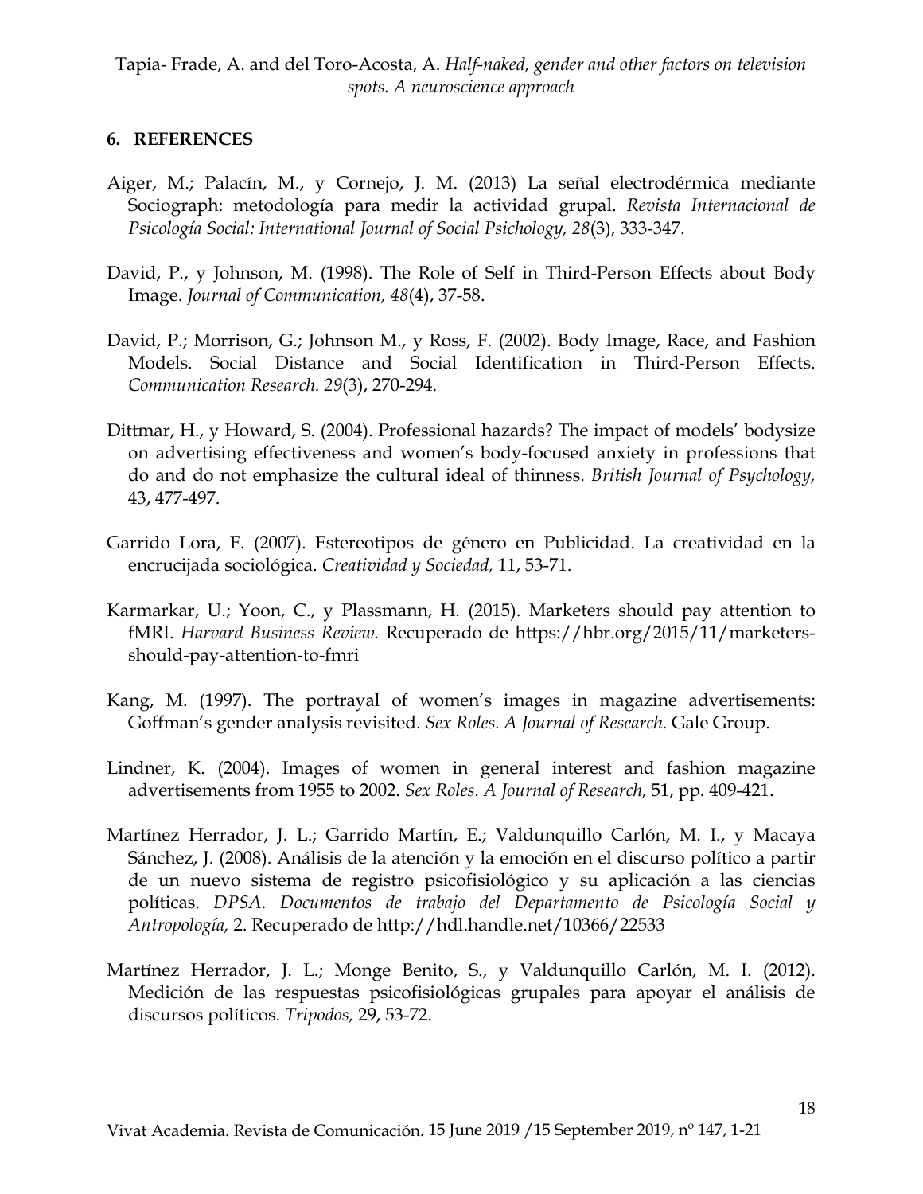## 6. REFERENCES

Aiger, M.; Palacín, M., y Cornejo, J. M. (2013) La señal electrodérmica mediante Sociograph: metodología para medir la actividad grupal. *Revista Internacional de Psicología Social: International Journal of Social Psichology, 28*(3), 333-347.

David, P., y Johnson, M. (1998). The Role of Self in Third-Person Effects about Body Image. *Journal of Communication, 48*(4), 37-58.

David, P.; Morrison, G.; Johnson M., y Ross, F. (2002). Body Image, Race, and Fashion Models. Social Distance and Social Identification in Third-Person Effects. *Communication Research. 29*(3), 270-294.

Dittmar, H., y Howard, S. (2004). Professional hazards? The impact of models' bodysize on advertising effectiveness and women's body-focused anxiety in professions that do and do not emphasize the cultural ideal of thinness. *British Journal of Psychology,* 43, 477-497.

Garrido Lora, F. (2007). Estereotipos de género en Publicidad. La creatividad en la encrucijada sociológica. *Creatividad y Sociedad,* 11, 53-71.

Karmarkar, U.; Yoon, C., y Plassmann, H. (2015). Marketers should pay attention to fMRI. *Harvard Business Review.* Recuperado de https://hbr.org/2015/11/marketers-should-pay-attention-to-fmri

Kang, M. (1997). The portrayal of women's images in magazine advertisements: Goffman's gender analysis revisited. *Sex Roles. A Journal of Research.* Gale Group.

Lindner, K. (2004). Images of women in general interest and fashion magazine advertisements from 1955 to 2002. *Sex Roles. A Journal of Research,* 51, pp. 409-421.

Martínez Herrador, J. L.; Garrido Martín, E.; Valdunquillo Carlón, M. I., y Macaya Sánchez, J. (2008). Análisis de la atención y la emoción en el discurso político a partir de un nuevo sistema de registro psicofisiológico y su aplicación a las ciencias políticas. *DPSA. Documentos de trabajo del Departamento de Psicología Social y Antropología,* 2. Recuperado de http://hdl.handle.net/10366/22533

Martínez Herrador, J. L.; Monge Benito, S., y Valdunquillo Carlón, M. I. (2012). Medición de las respuestas psicofisiológicas grupales para apoyar el análisis de discursos políticos. *Tripodos,* 29, 53-72.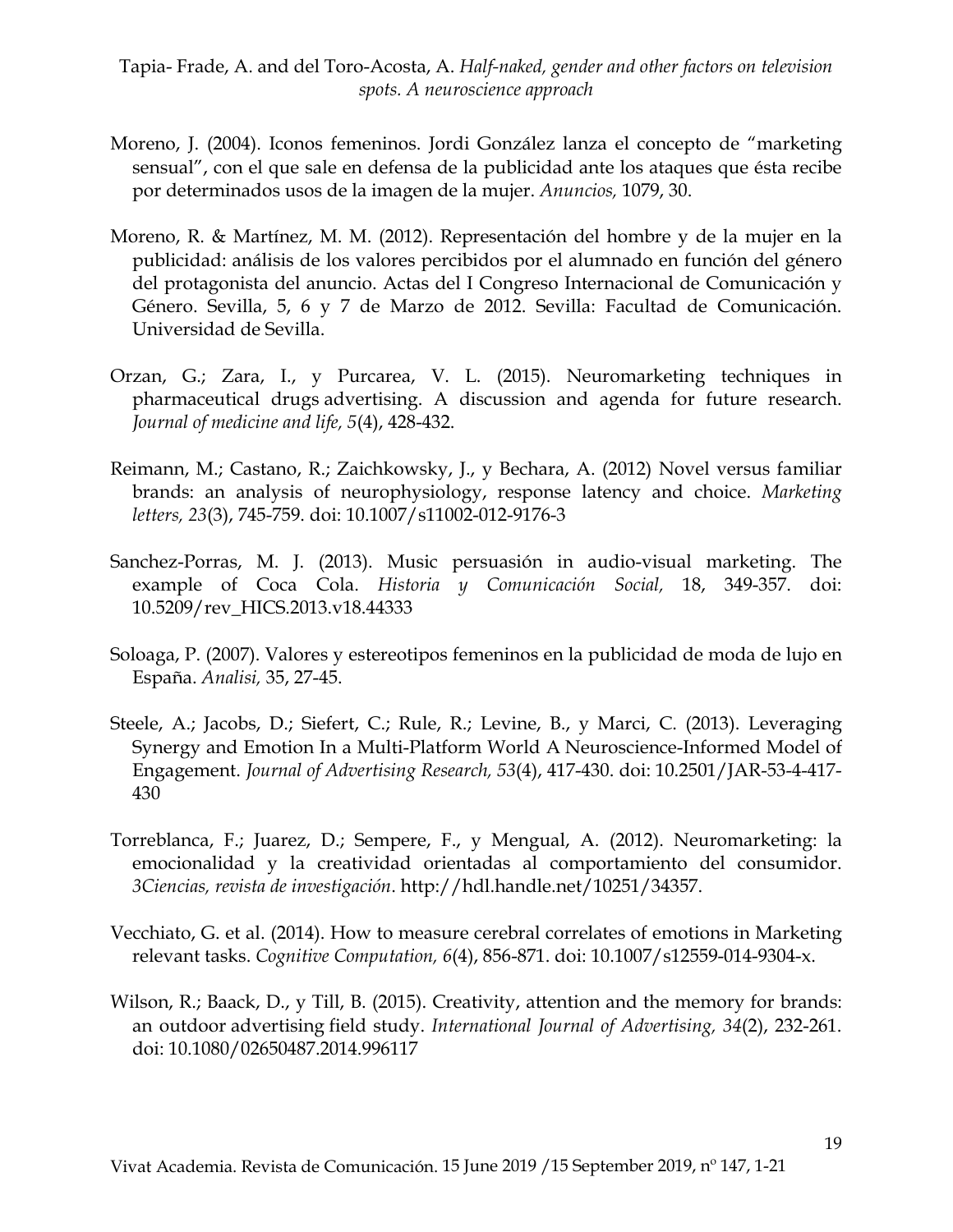Moreno, J. (2004). Iconos femeninos. Jordi González lanza el concepto de "marketing sensual", con el que sale en defensa de la publicidad ante los ataques que ésta recibe por determinados usos de la imagen de la mujer. *Anuncios,* 1079, 30.

Moreno, R. & Martínez, M. M. (2012). Representación del hombre y de la mujer en la publicidad: análisis de los valores percibidos por el alumnado en función del género del protagonista del anuncio. Actas del I Congreso Internacional de Comunicación y Género. Sevilla, 5, 6 y 7 de Marzo de 2012. Sevilla: Facultad de Comunicación. Universidad de Sevilla.

Orzan, G.; Zara, I., y Purcarea, V. L. (2015). Neuromarketing techniques in pharmaceutical drugs advertising. A discussion and agenda for future research. *Journal of medicine and life, 5*(4), 428-432.

Reimann, M.; Castano, R.; Zaichkowsky, J., y Bechara, A. (2012) Novel versus familiar brands: an analysis of neurophysiology, response latency and choice. *Marketing letters, 23*(3), 745-759. doi: 10.1007/s11002-012-9176-3

Sanchez-Porras, M. J. (2013). Music persuasión in audio-visual marketing. The example of Coca Cola. *Historia y Comunicación Social,* 18, 349-357. doi: 10.5209/rev_HICS.2013.v18.44333

Soloaga, P. (2007). Valores y estereotipos femeninos en la publicidad de moda de lujo en España. *Analisi,* 35, 27-45.

Steele, A.; Jacobs, D.; Siefert, C.; Rule, R.; Levine, B., y Marci, C. (2013). Leveraging Synergy and Emotion In a Multi-Platform World A Neuroscience-Informed Model of Engagement. *Journal of Advertising Research, 53*(4), 417-430. doi: 10.2501/JAR-53-4-417-430

Torreblanca, F.; Juarez, D.; Sempere, F., y Mengual, A. (2012). Neuromarketing: la emocionalidad y la creatividad orientadas al comportamiento del consumidor. *3Ciencias, revista de investigación*. http://hdl.handle.net/10251/34357.

Vecchiato, G. et al. (2014). How to measure cerebral correlates of emotions in Marketing relevant tasks. *Cognitive Computation, 6*(4), 856-871. doi: 10.1007/s12559-014-9304-x.

Wilson, R.; Baack, D., y Till, B. (2015). Creativity, attention and the memory for brands: an outdoor advertising field study. *International Journal of Advertising, 34*(2), 232-261. doi: 10.1080/02650487.2014.996117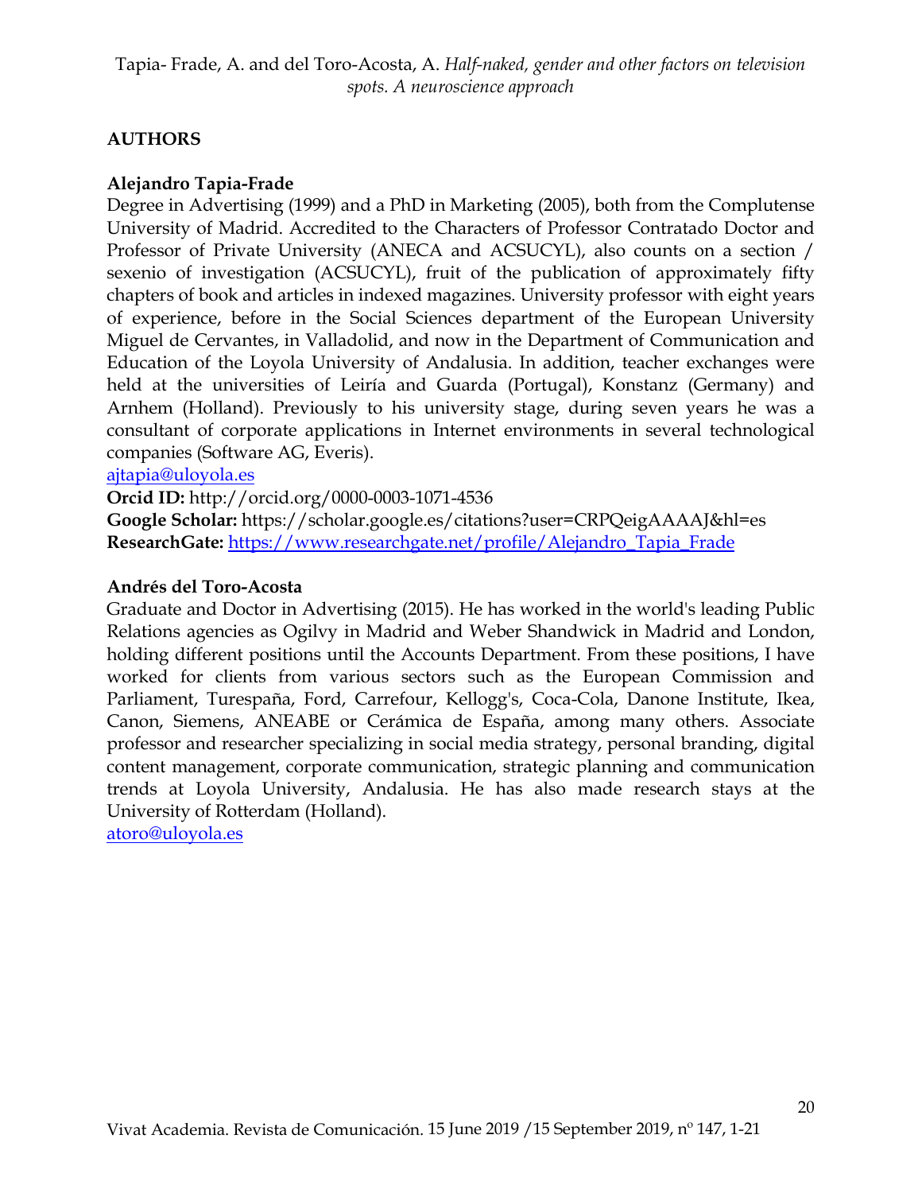## AUTHORS

### Alejandro Tapia-Frade

Degree in Advertising (1999) and a PhD in Marketing (2005), both from the Complutense University of Madrid. Accredited to the Characters of Professor Contratado Doctor and Professor of Private University (ANECA and ACSUCYL), also counts on a section / sexenio of investigation (ACSUCYL), fruit of the publication of approximately fifty chapters of book and articles in indexed magazines. University professor with eight years of experience, before in the Social Sciences department of the European University Miguel de Cervantes, in Valladolid, and now in the Department of Communication and Education of the Loyola University of Andalusia. In addition, teacher exchanges were held at the universities of Leiría and Guarda (Portugal), Konstanz (Germany) and Arnhem (Holland). Previously to his university stage, during seven years he was a consultant of corporate applications in Internet environments in several technological companies (Software AG, Everis).

ajtapia@uloyola.es

**Orcid ID:** http://orcid.org/0000-0003-1071-4536

**Google Scholar:** https://scholar.google.es/citations?user=CRPQeigAAAAJ&hl=es

**ResearchGate:** https://www.researchgate.net/profile/Alejandro_Tapia_Frade

### Andrés del Toro-Acosta

Graduate and Doctor in Advertising (2015). He has worked in the world's leading Public Relations agencies as Ogilvy in Madrid and Weber Shandwick in Madrid and London, holding different positions until the Accounts Department. From these positions, I have worked for clients from various sectors such as the European Commission and Parliament, Turespaña, Ford, Carrefour, Kellogg's, Coca-Cola, Danone Institute, Ikea, Canon, Siemens, ANEABE or Cerámica de España, among many others. Associate professor and researcher specializing in social media strategy, personal branding, digital content management, corporate communication, strategic planning and communication trends at Loyola University, Andalusia. He has also made research stays at the University of Rotterdam (Holland).

atoro@uloyola.es